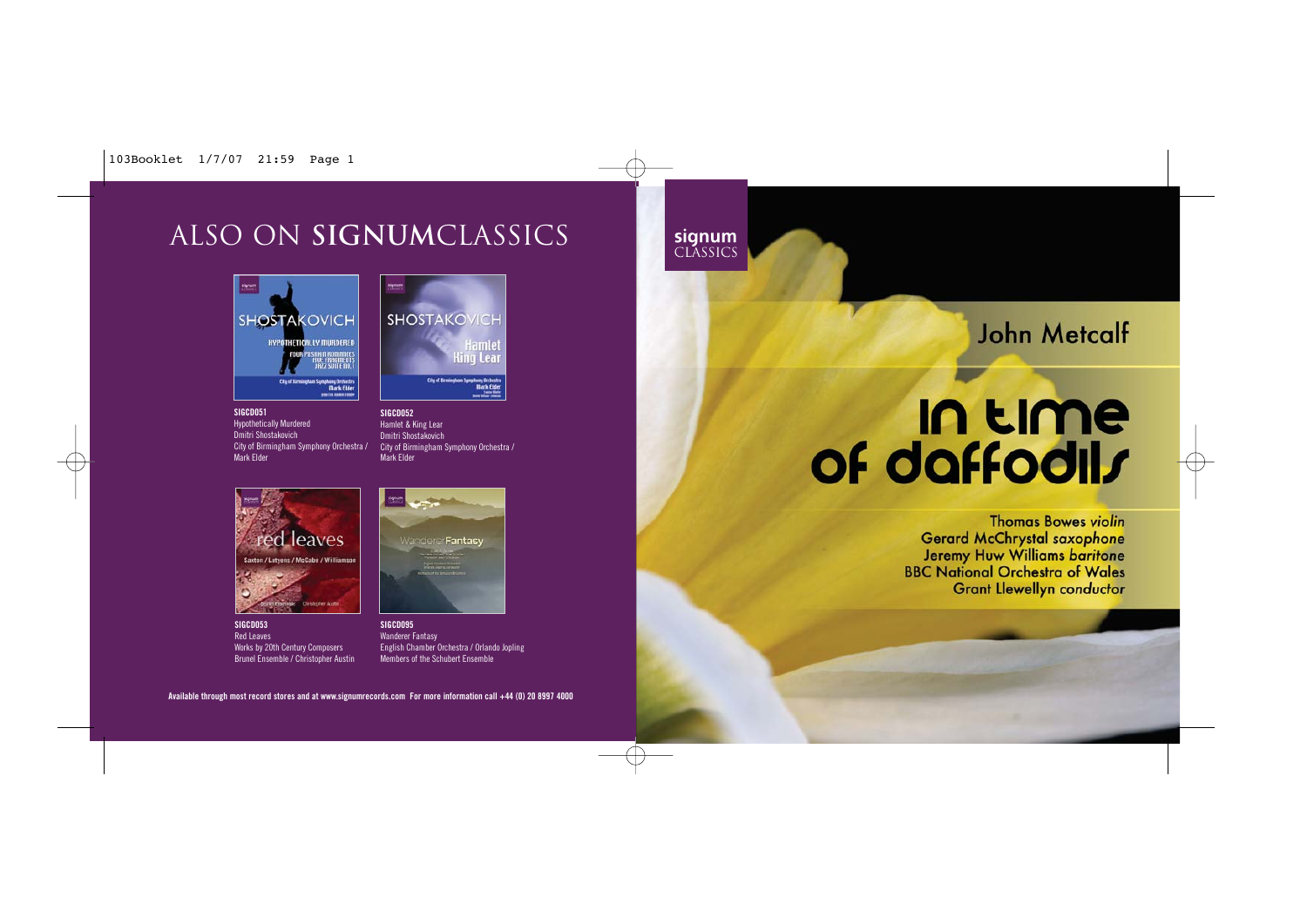# ALSO ON SIGNUMCLASSICS

**SIGCD051**
Hypothetically Murdered
Dmitri Shostakovich
City of Birmingham Symphony Orchestra / Mark Elder

**SIGCD052**
Hamlet & King Lear
Dmitri Shostakovich
City of Birmingham Symphony Orchestra / Mark Elder

**SIGCD053**
Red Leaves
Works by 20th Century Composers
Brunel Ensemble / Christopher Austin

**SIGCD095**
Wanderer Fantasy
English Chamber Orchestra / Orlando Jopling
Members of the Schubert Ensemble

Available through most record stores and at www.signumrecords.com For more information call +44 (0) 20 8997 4000

signum CLASSICS

## John Metcalf

# In time of daffodils

Thomas Bowes *violin*
Gerard McChrystal *saxophone*
Jeremy Huw Williams *baritone*
BBC National Orchestra of Wales
Grant Llewellyn *conductor*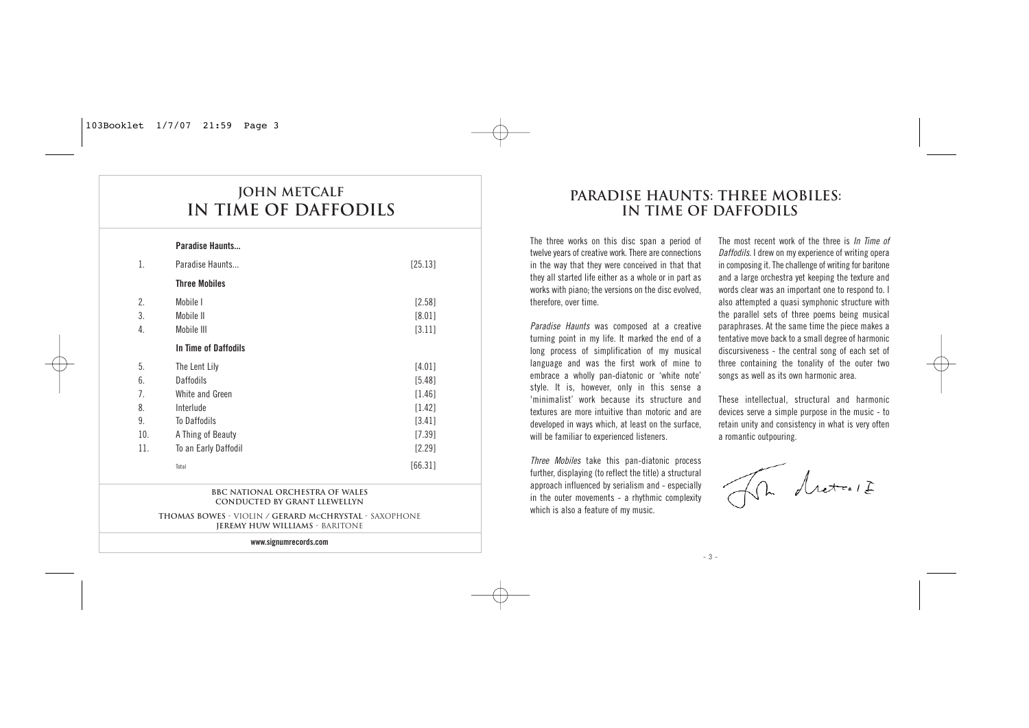# JOHN METCALF
# IN TIME OF DAFFODILS

| | | |
|---|---|---|
| | **Paradise Haunts...** | |
| 1. | Paradise Haunts... | [25.13] |
| | **Three Mobiles** | |
| 2. | Mobile I | [2.58] |
| 3. | Mobile II | [8.01] |
| 4. | Mobile III | [3.11] |
| | **In Time of Daffodils** | |
| 5. | The Lent Lily | [4.01] |
| 6. | Daffodils | [5.48] |
| 7. | White and Green | [1.46] |
| 8. | Interlude | [1.42] |
| 9. | To Daffodils | [3.41] |
| 10. | A Thing of Beauty | [7.39] |
| 11. | To an Early Daffodil | [2.29] |
| | Total | [66.31] |

**BBC NATIONAL ORCHESTRA OF WALES**
**CONDUCTED BY GRANT LLEWELLYN**

**THOMAS BOWES** - VIOLIN / **GERARD McCHRYSTAL** - SAXOPHONE
**JEREMY HUW WILLIAMS** - BARITONE

**www.signumrecords.com**

## PARADISE HAUNTS: THREE MOBILES: IN TIME OF DAFFODILS

The three works on this disc span a period of twelve years of creative work. There are connections in the way that they were conceived in that that they all started life either as a whole or in part as works with piano; the versions on the disc evolved, therefore, over time.

*Paradise Haunts* was composed at a creative turning point in my life. It marked the end of a long process of simplification of my musical language and was the first work of mine to embrace a wholly pan-diatonic or 'white note' style. It is, however, only in this sense a 'minimalist' work because its structure and textures are more intuitive than motoric and are developed in ways which, at least on the surface, will be familiar to experienced listeners.

*Three Mobiles* take this pan-diatonic process further, displaying (to reflect the title) a structural approach influenced by serialism and - especially in the outer movements - a rhythmic complexity which is also a feature of my music.

The most recent work of the three is *In Time of Daffodils*. I drew on my experience of writing opera in composing it. The challenge of writing for baritone and a large orchestra yet keeping the texture and words clear was an important one to respond to. I also attempted a quasi symphonic structure with the parallel sets of three poems being musical paraphrases. At the same time the piece makes a tentative move back to a small degree of harmonic discursiveness - the central song of each set of three containing the tonality of the outer two songs as well as its own harmonic area.

These intellectual, structural and harmonic devices serve a simple purpose in the music - to retain unity and consistency in what is very often a romantic outpouring.

John Metcalf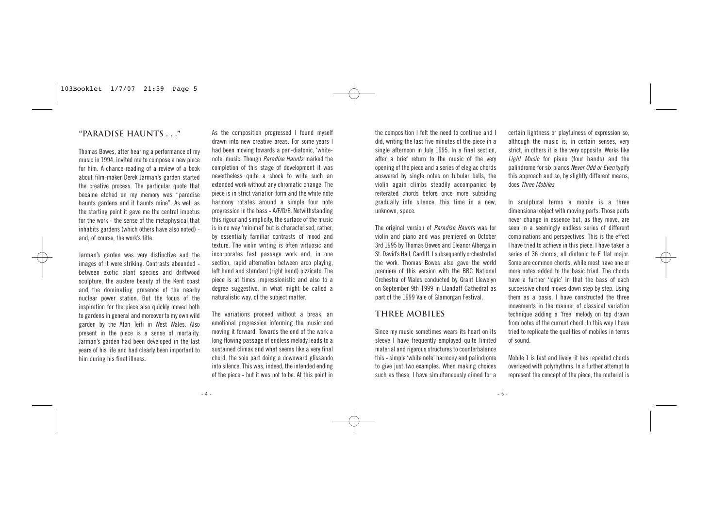## "PARADISE HAUNTS . . ."

Thomas Bowes, after hearing a performance of my music in 1994, invited me to compose a new piece for him. A chance reading of a review of a book about film-maker Derek Jarman's garden started the creative process. The particular quote that became etched on my memory was "paradise haunts gardens and it haunts mine". As well as the starting point it gave me the central impetus for the work - the sense of the metaphysical that inhabits gardens (which others have also noted) - and, of course, the work's title.

Jarman's garden was very distinctive and the images of it were striking. Contrasts abounded - between exotic plant species and driftwood sculpture, the austere beauty of the Kent coast and the dominating presence of the nearby nuclear power station. But the focus of the inspiration for the piece also quickly moved both to gardens in general and moreover to my own wild garden by the Afon Teifi in West Wales. Also present in the piece is a sense of mortality. Jarman's garden had been developed in the last years of his life and had clearly been important to him during his final illness.

As the composition progressed I found myself drawn into new creative areas. For some years I had been moving towards a pan-diatonic, 'white-note' music. Though *Paradise Haunts* marked the completion of this stage of development it was nevertheless quite a shock to write such an extended work without any chromatic change. The piece is in strict variation form and the white note harmony rotates around a simple four note progression in the bass - A/F/D/E. Notwithstanding this rigour and simplicity, the surface of the music is in no way 'minimal' but is characterised, rather, by essentially familiar contrasts of mood and texture. The violin writing is often virtuosic and incorporates fast passage work and, in one section, rapid alternation between arco playing, left hand and standard (right hand) pizzicato. The piece is at times impressionistic and also to a degree suggestive, in what might be called a naturalistic way, of the subject matter.

The variations proceed without a break, an emotional progression informing the music and moving it forward. Towards the end of the work a long flowing passage of endless melody leads to a sustained climax and what seems like a very final chord, the solo part doing a downward glissando into silence. This was, indeed, the intended ending of the piece - but it was not to be. At this point in the composition I felt the need to continue and I did, writing the last five minutes of the piece in a single afternoon in July 1995. In a final section, after a brief return to the music of the very opening of the piece and a series of elegiac chords answered by single notes on tubular bells, the violin again climbs steadily accompanied by reiterated chords before once more subsiding gradually into silence, this time in a new, unknown, space.

The original version of *Paradise Haunts* was for violin and piano and was premiered on October 3rd 1995 by Thomas Bowes and Eleanor Alberga in St. David's Hall, Cardiff. I subsequently orchestrated the work. Thomas Bowes also gave the world premiere of this version with the BBC National Orchestra of Wales conducted by Grant Llewelyn on September 9th 1999 in Llandaff Cathedral as part of the 1999 Vale of Glamorgan Festival.

## THREE MOBILES

Since my music sometimes wears its heart on its sleeve I have frequently employed quite limited material and rigorous structures to counterbalance this - simple 'white note' harmony and palindrome to give just two examples. When making choices such as these, I have simultaneously aimed for a certain lightness or playfulness of expression so, although the music is, in certain senses, very strict, in others it is the very opposite. Works like *Light Music* for piano (four hands) and the palindrome for six pianos *Never Odd or Even* typify this approach and so, by slightly different means, does *Three Mobiles*.

In sculptural terms a mobile is a three dimensional object with moving parts. Those parts never change in essence but, as they move, are seen in a seemingly endless series of different combinations and perspectives. This is the effect I have tried to achieve in this piece. I have taken a series of 36 chords, all diatonic to E flat major. Some are common chords, while most have one or more notes added to the basic triad. The chords have a further 'logic' in that the bass of each successive chord moves down step by step. Using them as a basis, I have constructed the three movements in the manner of classical variation technique adding a 'free' melody on top drawn from notes of the current chord. In this way I have tried to replicate the qualities of mobiles in terms of sound.

Mobile 1 is fast and lively; it has repeated chords overlayed with polyrhythms. In a further attempt to represent the concept of the piece, the material is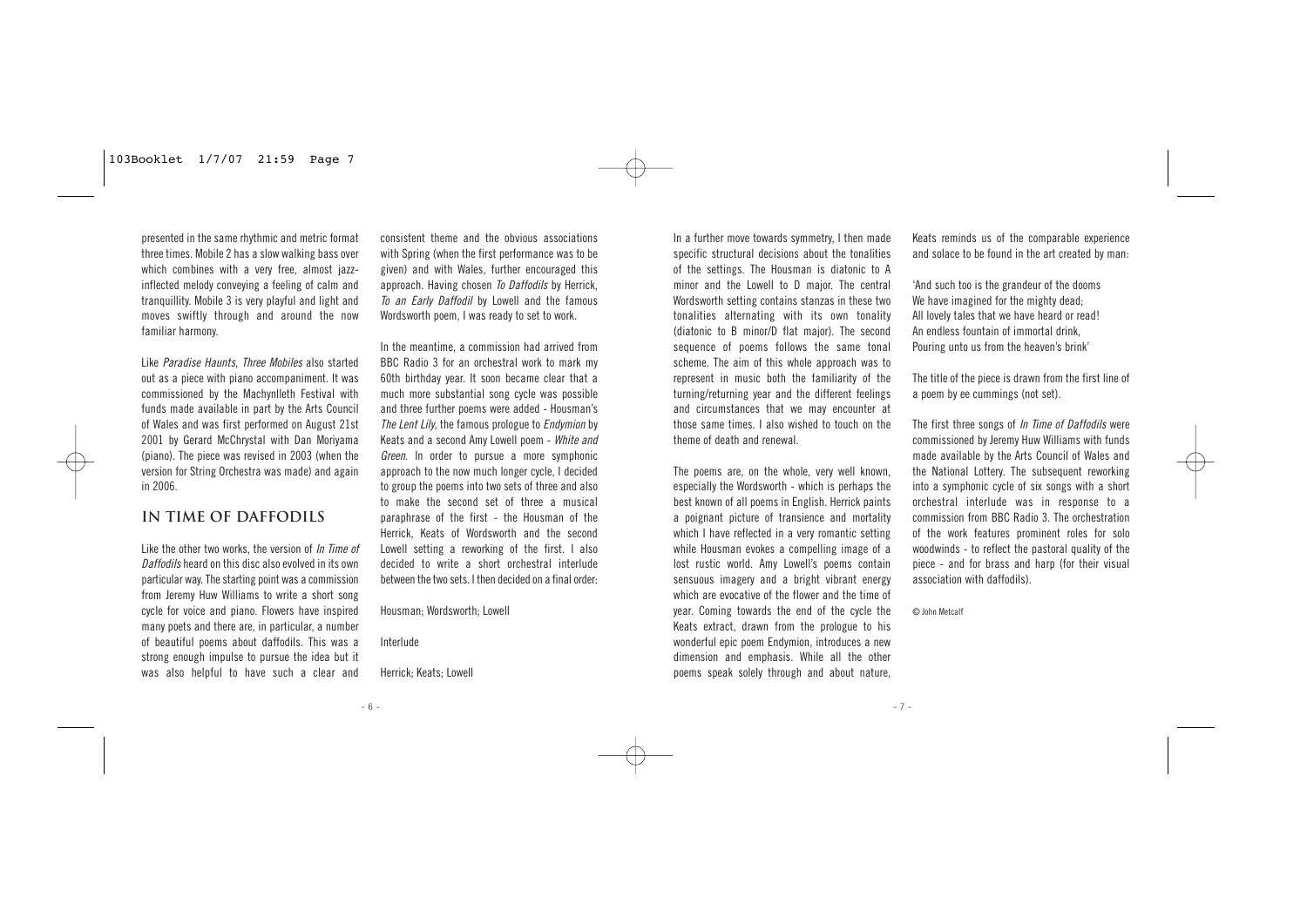presented in the same rhythmic and metric format three times. Mobile 2 has a slow walking bass over which combines with a very free, almost jazz-inflected melody conveying a feeling of calm and tranquillity. Mobile 3 is very playful and light and moves swiftly through and around the now familiar harmony.

Like *Paradise Haunts*, *Three Mobiles* also started out as a piece with piano accompaniment. It was commissioned by the Machynlleth Festival with funds made available in part by the Arts Council of Wales and was first performed on August 21st 2001 by Gerard McChrystal with Dan Moriyama (piano). The piece was revised in 2003 (when the version for String Orchestra was made) and again in 2006.

## IN TIME OF DAFFODILS

Like the other two works, the version of *In Time of Daffodils* heard on this disc also evolved in its own particular way. The starting point was a commission from Jeremy Huw Williams to write a short song cycle for voice and piano. Flowers have inspired many poets and there are, in particular, a number of beautiful poems about daffodils. This was a strong enough impulse to pursue the idea but it was also helpful to have such a clear and consistent theme and the obvious associations with Spring (when the first performance was to be given) and with Wales, further encouraged this approach. Having chosen *To Daffodils* by Herrick, *To an Early Daffodil* by Lowell and the famous Wordsworth poem, I was ready to set to work.

In the meantime, a commission had arrived from BBC Radio 3 for an orchestral work to mark my 60th birthday year. It soon became clear that a much more substantial song cycle was possible and three further poems were added - Housman's *The Lent Lily*, the famous prologue to *Endymion* by Keats and a second Amy Lowell poem - *White and Green*. In order to pursue a more symphonic approach to the now much longer cycle, I decided to group the poems into two sets of three and also to make the second set of three a musical paraphrase of the first - the Housman of the Herrick, Keats of Wordsworth and the second Lowell setting a reworking of the first. I also decided to write a short orchestral interlude between the two sets. I then decided on a final order:

Housman; Wordsworth; Lowell

Interlude

Herrick; Keats; Lowell

In a further move towards symmetry, I then made specific structural decisions about the tonalities of the settings. The Housman is diatonic to A minor and the Lowell to D major. The central Wordsworth setting contains stanzas in these two tonalities alternating with its own tonality (diatonic to B minor/D flat major). The second sequence of poems follows the same tonal scheme. The aim of this whole approach was to represent in music both the familiarity of the turning/returning year and the different feelings and circumstances that we may encounter at those same times. I also wished to touch on the theme of death and renewal.

The poems are, on the whole, very well known, especially the Wordsworth - which is perhaps the best known of all poems in English. Herrick paints a poignant picture of transience and mortality which I have reflected in a very romantic setting while Housman evokes a compelling image of a lost rustic world. Amy Lowell's poems contain sensuous imagery and a bright vibrant energy which are evocative of the flower and the time of year. Coming towards the end of the cycle the Keats extract, drawn from the prologue to his wonderful epic poem Endymion, introduces a new dimension and emphasis. While all the other poems speak solely through and about nature, Keats reminds us of the comparable experience and solace to be found in the art created by man:

'And such too is the grandeur of the dooms
We have imagined for the mighty dead;
All lovely tales that we have heard or read!
An endless fountain of immortal drink,
Pouring unto us from the heaven's brink'

The title of the piece is drawn from the first line of a poem by ee cummings (not set).

The first three songs of *In Time of Daffodils* were commissioned by Jeremy Huw Williams with funds made available by the Arts Council of Wales and the National Lottery. The subsequent reworking into a symphonic cycle of six songs with a short orchestral interlude was in response to a commission from BBC Radio 3. The orchestration of the work features prominent roles for solo woodwinds - to reflect the pastoral quality of the piece - and for brass and harp (for their visual association with daffodils).

© John Metcalf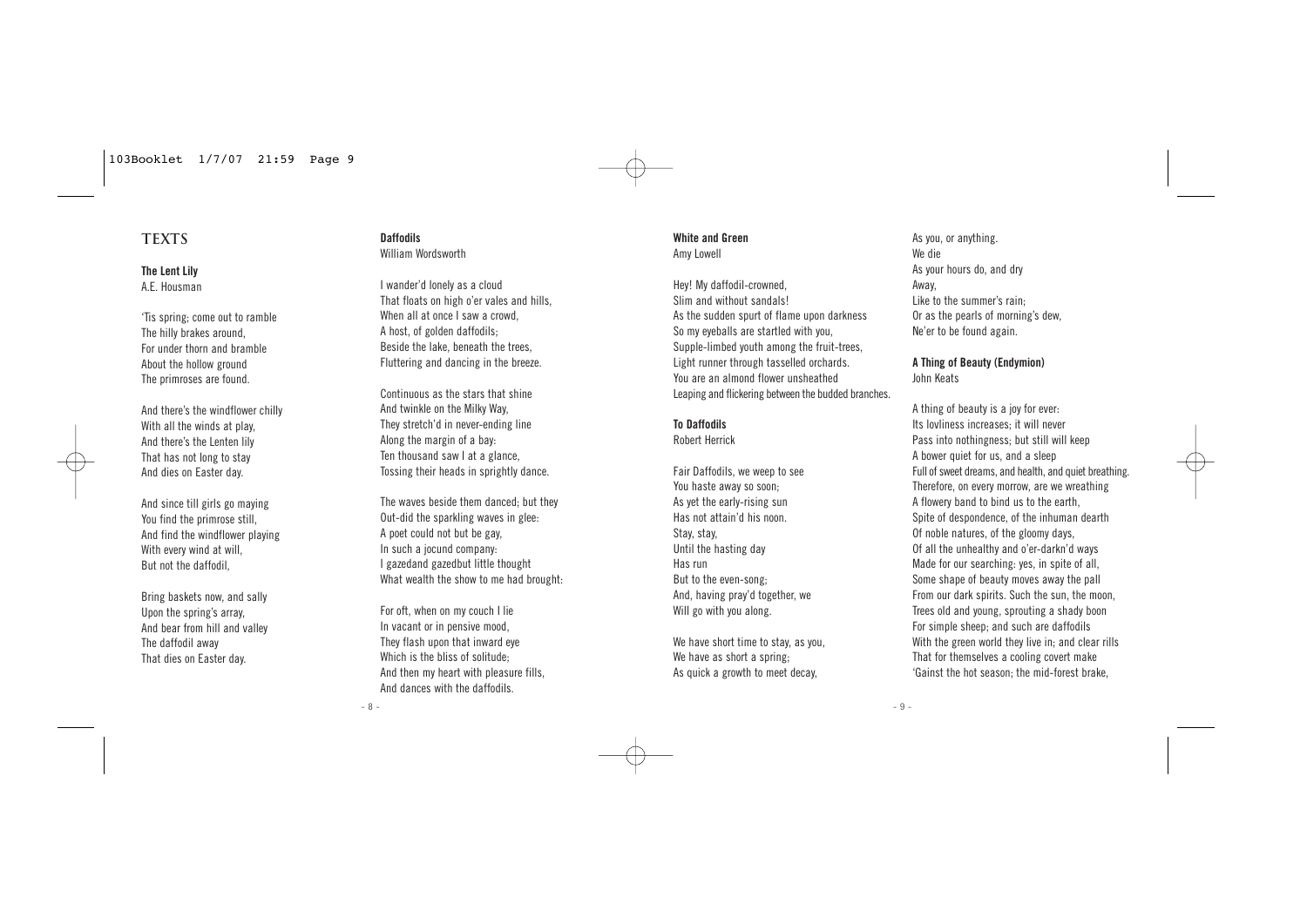## TEXTS

**The Lent Lily**
A.E. Housman

'Tis spring; come out to ramble
The hilly brakes around,
For under thorn and bramble
About the hollow ground
The primroses are found.

And there's the windflower chilly
With all the winds at play,
And there's the Lenten lily
That has not long to stay
And dies on Easter day.

And since till girls go maying
You find the primrose still,
And find the windflower playing
With every wind at will,
But not the daffodil,

Bring baskets now, and sally
Upon the spring's array,
And bear from hill and valley
The daffodil away
That dies on Easter day.

**Daffodils**
William Wordsworth

I wander'd lonely as a cloud
That floats on high o'er vales and hills,
When all at once I saw a crowd,
A host, of golden daffodils;
Beside the lake, beneath the trees,
Fluttering and dancing in the breeze.

Continuous as the stars that shine
And twinkle on the Milky Way,
They stretch'd in never-ending line
Along the margin of a bay:
Ten thousand saw I at a glance,
Tossing their heads in sprightly dance.

The waves beside them danced; but they
Out-did the sparkling waves in glee:
A poet could not but be gay,
In such a jocund company:
I gazedand gazedbut little thought
What wealth the show to me had brought:

For oft, when on my couch I lie
In vacant or in pensive mood,
They flash upon that inward eye
Which is the bliss of solitude;
And then my heart with pleasure fills,
And dances with the daffodils.

**White and Green**
Amy Lowell

Hey! My daffodil-crowned,
Slim and without sandals!
As the sudden spurt of flame upon darkness
So my eyeballs are startled with you,
Supple-limbed youth among the fruit-trees,
Light runner through tasselled orchards.
You are an almond flower unsheathed
Leaping and flickering between the budded branches.

**To Daffodils**
Robert Herrick

Fair Daffodils, we weep to see
You haste away so soon;
As yet the early-rising sun
Has not attain'd his noon.
Stay, stay,
Until the hasting day
Has run
But to the even-song;
And, having pray'd together, we
Will go with you along.

We have short time to stay, as you,
We have as short a spring;
As quick a growth to meet decay,
As you, or anything.
We die
As your hours do, and dry
Away,
Like to the summer's rain;
Or as the pearls of morning's dew,
Ne'er to be found again.

**A Thing of Beauty (Endymion)**
John Keats

A thing of beauty is a joy for ever:
Its lovliness increases; it will never
Pass into nothingness; but still will keep
A bower quiet for us, and a sleep
Full of sweet dreams, and health, and quiet breathing.
Therefore, on every morrow, are we wreathing
A flowery band to bind us to the earth,
Spite of despondence, of the inhuman dearth
Of noble natures, of the gloomy days,
Of all the unhealthy and o'er-darkn'd ways
Made for our searching: yes, in spite of all,
Some shape of beauty moves away the pall
From our dark spirits. Such the sun, the moon,
Trees old and young, sprouting a shady boon
For simple sheep; and such are daffodils
With the green world they live in; and clear rills
That for themselves a cooling covert make
'Gainst the hot season; the mid-forest brake,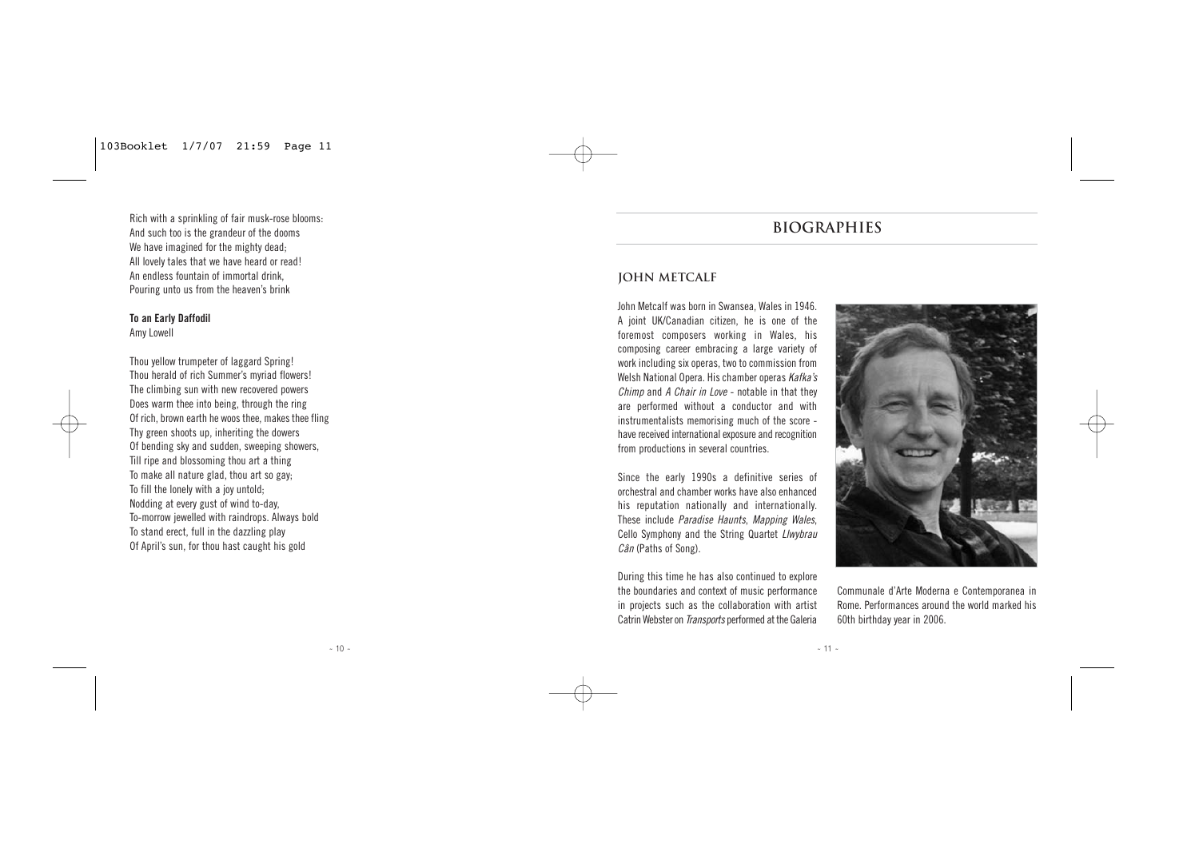Rich with a sprinkling of fair musk-rose blooms:  
And such too is the grandeur of the dooms  
We have imagined for the mighty dead;  
All lovely tales that we have heard or read!  
An endless fountain of immortal drink,  
Pouring unto us from the heaven's brink

**To an Early Daffodil**  
Amy Lowell

Thou yellow trumpeter of laggard Spring!  
Thou herald of rich Summer's myriad flowers!  
The climbing sun with new recovered powers  
Does warm thee into being, through the ring  
Of rich, brown earth he woos thee, makes thee fling  
Thy green shoots up, inheriting the dowers  
Of bending sky and sudden, sweeping showers,  
Till ripe and blossoming thou art a thing  
To make all nature glad, thou art so gay;  
To fill the lonely with a joy untold;  
Nodding at every gust of wind to-day,  
To-morrow jewelled with raindrops. Always bold  
To stand erect, full in the dazzling play  
Of April's sun, for thou hast caught his gold

# BIOGRAPHIES

## JOHN METCALF

John Metcalf was born in Swansea, Wales in 1946. A joint UK/Canadian citizen, he is one of the foremost composers working in Wales, his composing career embracing a large variety of work including six operas, two to commission from Welsh National Opera. His chamber operas *Kafka's Chimp* and *A Chair in Love* - notable in that they are performed without a conductor and with instrumentalists memorising much of the score - have received international exposure and recognition from productions in several countries.

Since the early 1990s a definitive series of orchestral and chamber works have also enhanced his reputation nationally and internationally. These include *Paradise Haunts*, *Mapping Wales*, Cello Symphony and the String Quartet *Llwybrau Cân* (Paths of Song).

During this time he has also continued to explore the boundaries and context of music performance in projects such as the collaboration with artist Catrin Webster on *Transports* performed at the Galeria Communale d'Arte Moderna e Contemporanea in Rome. Performances around the world marked his 60th birthday year in 2006.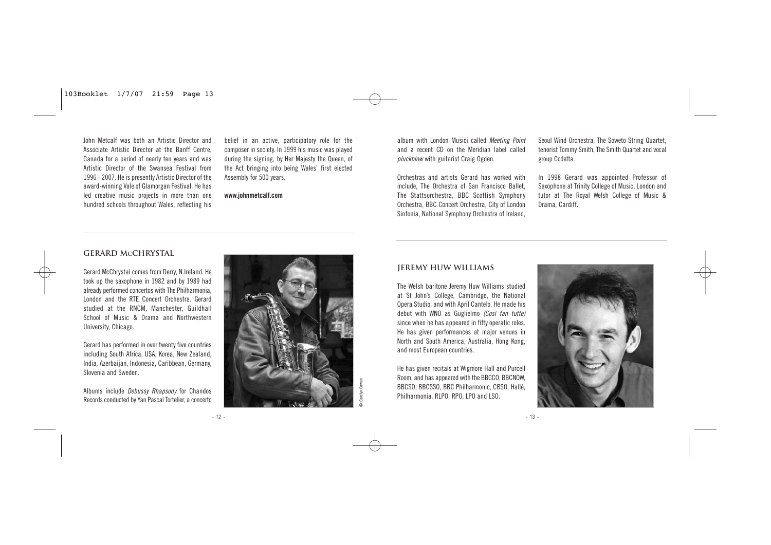John Metcalf was both an Artistic Director and Associate Artistic Director at the Banff Centre, Canada for a period of nearly ten years and was Artistic Director of the Swansea Festival from 1996 - 2007. He is presently Artistic Director of the award-winning Vale of Glamorgan Festival. He has led creative music projects in more than one hundred schools throughout Wales, reflecting his belief in an active, participatory role for the composer in society. In 1999 his music was played during the signing, by Her Majesty the Queen, of the Act bringing into being Wales' first elected Assembly for 500 years.

**www.johnmetcalf.com**

## GERARD McCHRYSTAL

Gerard McChrystal comes from Derry, N.Ireland. He took up the saxophone in 1982 and by 1989 had already performed concertos with The Philharmonia, London and the RTE Concert Orchestra. Gerard studied at the RNCM, Manchester, Guildhall School of Music & Drama and Northwestern University, Chicago.

Gerard has performed in over twenty five countries including South Africa, USA, Korea, New Zealand, India, Azerbaijan, Indonesia, Caribbean, Germany, Slovenia and Sweden.

© Carolyn Cowan

Albums include *Debussy Rhapsody* for Chandos Records conducted by Yan Pascal Tortelier, a concerto album with London Musici called *Meeting Point* and a recent CD on the Meridian label called *pluckblow* with guitarist Craig Ogden.

Orchestras and artists Gerard has worked with include, The Orchestra of San Francisco Ballet, The Stattsorchestra, BBC Scottish Symphony Orchestra, BBC Concert Orchestra, City of London Sinfonia, National Symphony Orchestra of Ireland, Seoul Wind Orchestra, The Soweto String Quartet, tenorist Tommy Smith, The Smith Quartet and vocal group Codetta.

In 1998 Gerard was appointed Professor of Saxophone at Trinity College of Music, London and tutor at The Royal Welsh College of Music & Drama, Cardiff.

## JEREMY HUW WILLIAMS

The Welsh baritone Jeremy Huw Williams studied at St John's College, Cambridge, the National Opera Studio, and with April Cantelo. He made his debut with WNO as Guglielmo *(Così fan tutte)* since when he has appeared in fifty operatic roles. He has given performances at major venues in North and South America, Australia, Hong Kong, and most European countries.

He has given recitals at Wigmore Hall and Purcell Room, and has appeared with the BBCCO, BBCNOW, BBCSO, BBCSSO, BBC Philharmonic, CBSO, Hallé, Philharmonia, RLPO, RPO, LPO and LSO.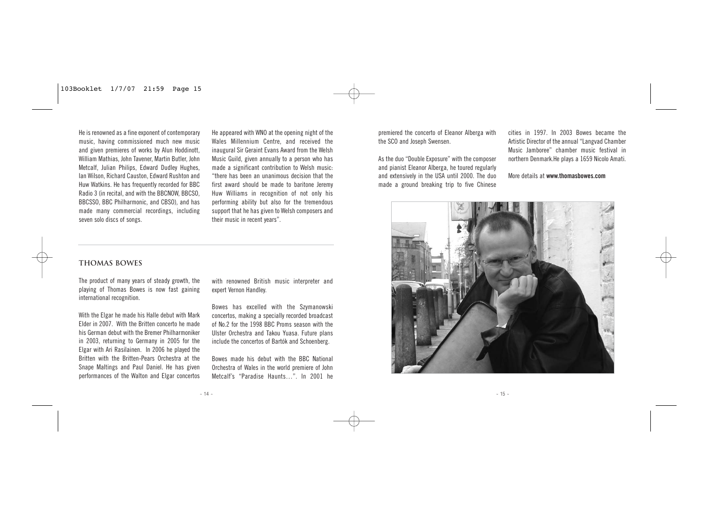He is renowned as a fine exponent of contemporary music, having commissioned much new music and given premieres of works by Alun Hoddinott, William Mathias, John Tavener, Martin Butler, John Metcalf, Julian Philips, Edward Dudley Hughes, Ian Wilson, Richard Causton, Edward Rushton and Huw Watkins. He has frequently recorded for BBC Radio 3 (in recital, and with the BBCNOW, BBCSO, BBCSSO, BBC Philharmonic, and CBSO), and has made many commercial recordings, including seven solo discs of songs.

He appeared with WNO at the opening night of the Wales Millennium Centre, and received the inaugural Sir Geraint Evans Award from the Welsh Music Guild, given annually to a person who has made a significant contribution to Welsh music: "there has been an unanimous decision that the first award should be made to baritone Jeremy Huw Williams in recognition of not only his performing ability but also for the tremendous support that he has given to Welsh composers and their music in recent years".

## THOMAS BOWES

The product of many years of steady growth, the playing of Thomas Bowes is now fast gaining international recognition.

With the Elgar he made his Halle debut with Mark Elder in 2007. With the Britten concerto he made his German debut with the Bremer Philharmoniker in 2003, returning to Germany in 2005 for the Elgar with Ari Rasilainen. In 2006 he played the Britten with the Britten-Pears Orchestra at the Snape Maltings and Paul Daniel. He has given performances of the Walton and Elgar concertos with renowned British music interpreter and expert Vernon Handley.

Bowes has excelled with the Szymanowski concertos, making a specially recorded broadcast of No.2 for the 1998 BBC Proms season with the Ulster Orchestra and Takou Yuasa. Future plans include the concertos of Bartók and Schoenberg.

Bowes made his debut with the BBC National Orchestra of Wales in the world premiere of John Metcalf's "Paradise Haunts…". In 2001 he premiered the concerto of Eleanor Alberga with the SCO and Joseph Swensen.

As the duo "Double Exposure" with the composer and pianist Eleanor Alberga, he toured regularly and extensively in the USA until 2000. The duo made a ground breaking trip to five Chinese cities in 1997. In 2003 Bowes became the Artistic Director of the annual "Langvad Chamber Music Jamboree" chamber music festival in northern Denmark.He plays a 1659 Nicolo Amati.

More details at **www.thomasbowes.com**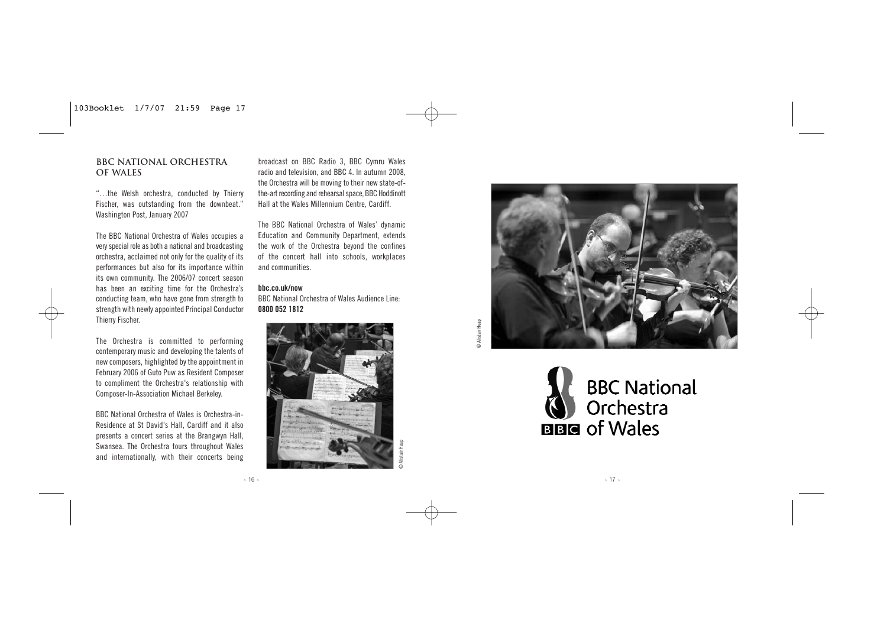## BBC NATIONAL ORCHESTRA OF WALES

"…the Welsh orchestra, conducted by Thierry Fischer, was outstanding from the downbeat." Washington Post, January 2007

The BBC National Orchestra of Wales occupies a very special role as both a national and broadcasting orchestra, acclaimed not only for the quality of its performances but also for its importance within its own community. The 2006/07 concert season has been an exciting time for the Orchestra's conducting team, who have gone from strength to strength with newly appointed Principal Conductor Thierry Fischer.

The Orchestra is committed to performing contemporary music and developing the talents of new composers, highlighted by the appointment in February 2006 of Guto Puw as Resident Composer to compliment the Orchestra's relationship with Composer-In-Association Michael Berkeley.

BBC National Orchestra of Wales is Orchestra-in-Residence at St David's Hall, Cardiff and it also presents a concert series at the Brangwyn Hall, Swansea. The Orchestra tours throughout Wales and internationally, with their concerts being broadcast on BBC Radio 3, BBC Cymru Wales radio and television, and BBC 4. In autumn 2008, the Orchestra will be moving to their new state-of-the-art recording and rehearsal space, BBC Hoddinott Hall at the Wales Millennium Centre, Cardiff.

The BBC National Orchestra of Wales' dynamic Education and Community Department, extends the work of the Orchestra beyond the confines of the concert hall into schools, workplaces and communities.

**bbc.co.uk/now**

BBC National Orchestra of Wales Audience Line: **0800 052 1812**

© Alistair Heap

© Alistair Heap

BBC National Orchestra of Wales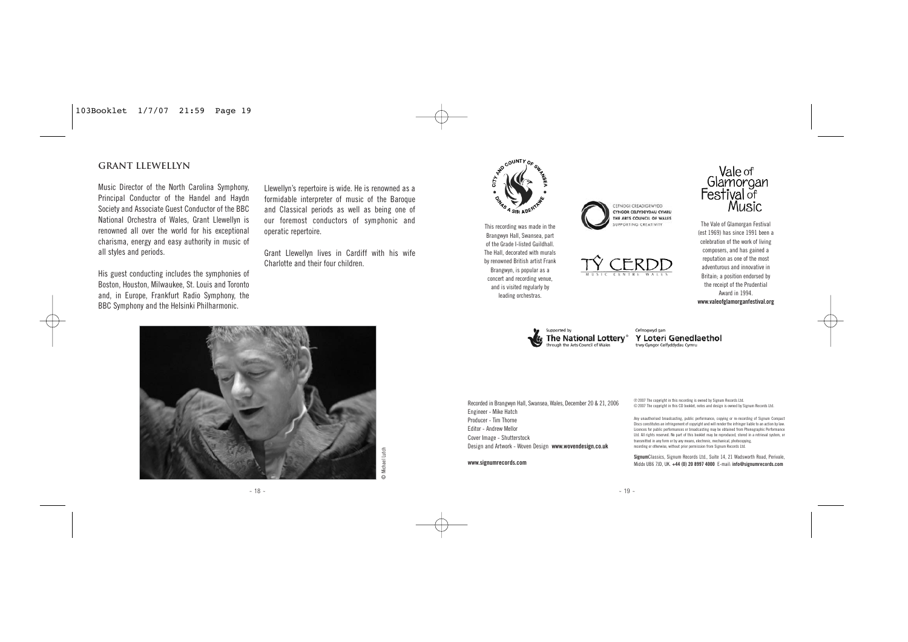## GRANT LLEWELLYN

Music Director of the North Carolina Symphony, Principal Conductor of the Handel and Haydn Society and Associate Guest Conductor of the BBC National Orchestra of Wales, Grant Llewellyn is renowned all over the world for his exceptional charisma, energy and easy authority in music of all styles and periods.

His guest conducting includes the symphonies of Boston, Houston, Milwaukee, St. Louis and Toronto and, in Europe, Frankfurt Radio Symphony, the BBC Symphony and the Helsinki Philharmonic.

Llewellyn's repertoire is wide. He is renowned as a formidable interpreter of music of the Baroque and Classical periods as well as being one of our foremost conductors of symphonic and operatic repertoire.

Grant Llewellyn lives in Cardiff with his wife Charlotte and their four children.

© Michael Lutch

City and County of Swansea – Dinas a Sir Abertawe

This recording was made in the Brangwyn Hall, Swansea, part of the Grade I-listed Guildhall. The Hall, decorated with murals by renowned British artist Frank Brangwyn, is popular as a concert and recording venue, and is visited regularly by leading orchestras.

Cefnogi Creadigrwydd
Cyngor Celfyddydau Cymru
The Arts Council of Wales
Supporting Creativity

Tŷ Cerdd
Music Centre Wales

Vale of Glamorgan Festival of Music

The Vale of Glamorgan Festival (est 1969) has since 1991 been a celebration of the work of living composers, and has gained a reputation as one of the most adventurous and innovative in Britain; a position endorsed by the receipt of the Prudential Award in 1994.
**www.valeofglamorganfestival.org**

Supported by The National Lottery® through the Arts Council of Wales
Cefnogwyd gan Y Loteri Genedlaethol trwy Gyngor Celfyddydau Cymru

Recorded in Brangwyn Hall, Swansea, Wales, December 20 & 21, 2006
Engineer - Mike Hatch
Producer - Tim Thorne
Editor - Andrew Mellor
Cover Image - Shutterstock
Design and Artwork - Woven Design **www.wovendesign.co.uk**

**www.signumrecords.com**

℗ 2007 The copyright in this recording is owned by Signum Records Ltd.
© 2007 The copyright in this CD booklet, notes and design is owned by Signum Records Ltd.

Any unauthorised broadcasting, public performance, copying or re-recording of Signum Compact Discs constitutes an infringement of copyright and will render the infringer liable to an action by law. Licences for public performances or broadcasting may be obtained from Phonographic Performance Ltd. All rights reserved. No part of this booklet may be reproduced, stored in a retrieval system, or transmitted in any form or by any means, electronic, mechanical, photocopying, recording or otherwise, without prior permission from Signum Records Ltd.

**Signum**Classics, Signum Records Ltd., Suite 14, 21 Wadsworth Road, Perivale, Middx UB6 7JD, UK. **+44 (0) 20 8997 4000** E-mail: **info@signumrecords.com**